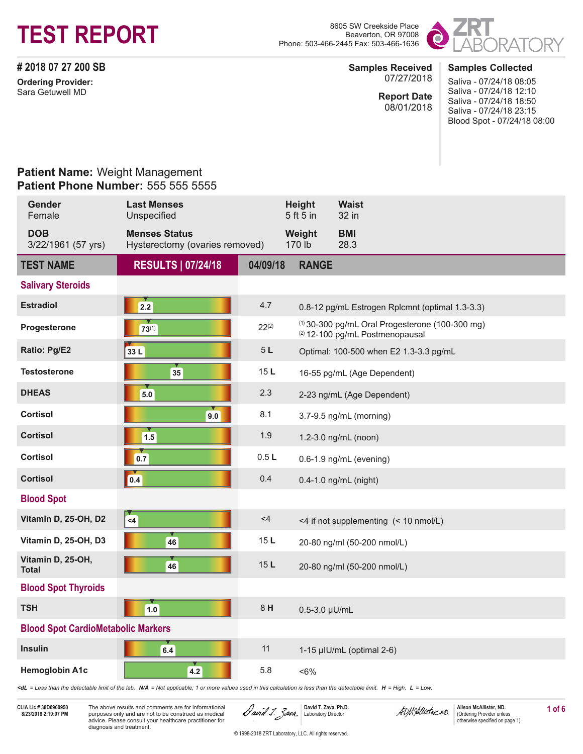# TEST REPORT

8605 SW Creekside Place
Beaverton, OR 97008
Phone: 503-466-2445 Fax: 503-466-1636

ZRT LABORATORY

**# 2018 07 27 200 SB**

**Ordering Provider:**
Sara Getuwell MD

**Samples Received**
07/27/2018

**Report Date**
08/01/2018

**Samples Collected**
Saliva - 07/24/18 08:05
Saliva - 07/24/18 12:10
Saliva - 07/24/18 18:50
Saliva - 07/24/18 23:15
Blood Spot - 07/24/18 08:00

**Patient Name:** Weight Management
**Patient Phone Number:** 555 555 5555

| Gender | Last Menses | Height | Waist |
|---|---|---|---|
| Female | Unspecified | 5 ft 5 in | 32 in |
| **DOB** | **Menses Status** | **Weight** | **BMI** |
| 3/22/1961 (57 yrs) | Hysterectomy (ovaries removed) | 170 lb | 28.3 |

| TEST NAME | RESULTS \| 07/24/18 | 04/09/18 | RANGE |
|---|---|---|---|
| **Salivary Steroids** | | | |
| Estradiol | 2.2 | 4.7 | 0.8-12 pg/mL Estrogen Rplcmnt (optimal 1.3-3.3) |
| Progesterone | 73 (1) | 22 (2) | (1) 30-300 pg/mL Oral Progesterone (100-300 mg)<br>(2) 12-100 pg/mL Postmenopausal |
| Ratio: Pg/E2 | 33 L | 5 L | Optimal: 100-500 when E2 1.3-3.3 pg/mL |
| Testosterone | 35 | 15 L | 16-55 pg/mL (Age Dependent) |
| DHEAS | 5.0 | 2.3 | 2-23 ng/mL (Age Dependent) |
| Cortisol | 9.0 | 8.1 | 3.7-9.5 ng/mL (morning) |
| Cortisol | 1.5 | 1.9 | 1.2-3.0 ng/mL (noon) |
| Cortisol | 0.7 | 0.5 L | 0.6-1.9 ng/mL (evening) |
| Cortisol | 0.4 | 0.4 | 0.4-1.0 ng/mL (night) |
| **Blood Spot** | | | |
| Vitamin D, 25-OH, D2 | <4 | <4 | <4 if not supplementing (< 10 nmol/L) |
| Vitamin D, 25-OH, D3 | 46 | 15 L | 20-80 ng/ml (50-200 nmol/L) |
| Vitamin D, 25-OH, Total | 46 | 15 L | 20-80 ng/ml (50-200 nmol/L) |
| **Blood Spot Thyroids** | | | |
| TSH | 1.0 | 8 H | 0.5-3.0 μU/mL |
| **Blood Spot CardioMetabolic Markers** | | | |
| Insulin | 6.4 | 11 | 1-15 μIU/mL (optimal 2-6) |
| Hemoglobin A1c | 4.2 | 5.8 | <6% |

*<dL = Less than the detectable limit of the lab. N/A = Not applicable; 1 or more values used in this calculation is less than the detectable limit. H = High. L = Low.*

CLIA Lic # 38D0960950
8/23/2018 2:19:07 PM

The above results and comments are for informational purposes only and are not to be construed as medical advice. Please consult your healthcare practitioner for diagnosis and treatment.

David T. Zava, Ph.D.
Laboratory Director

Alison McAllister, ND.
(Ordering Provider unless otherwise specified on page 1)

© 1998-2018 ZRT Laboratory, LLC. All rights reserved.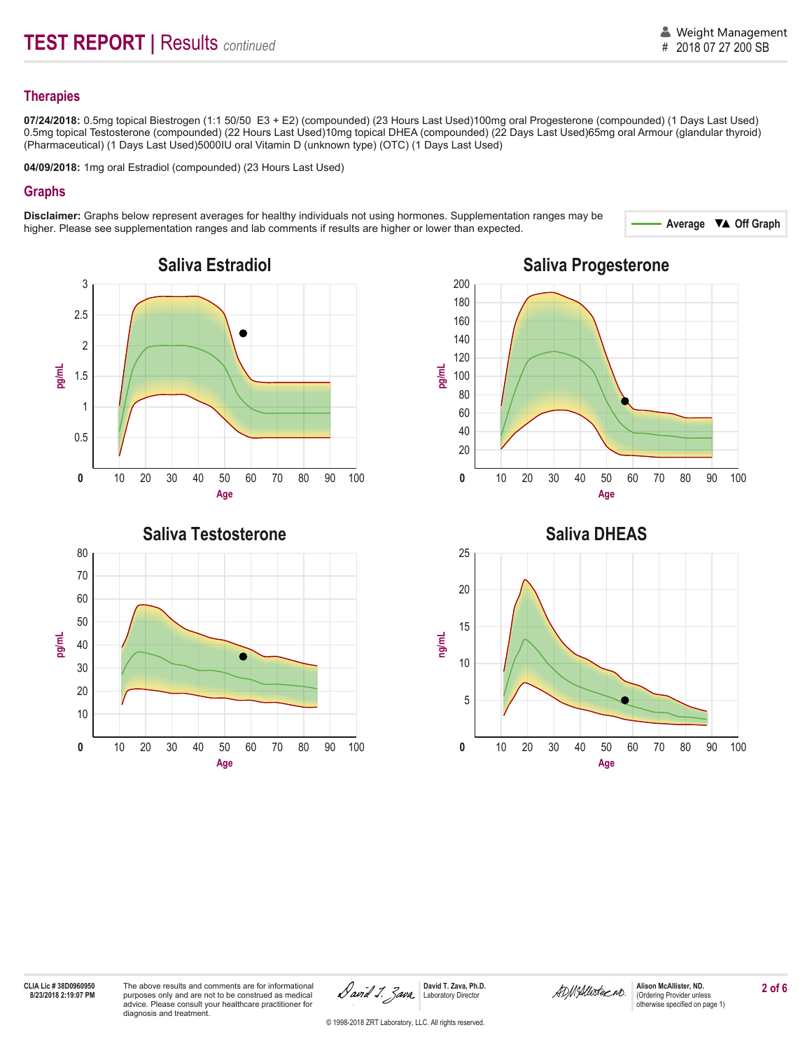# TEST REPORT | Results *continued*

Weight Management
\# 2018 07 27 200 SB

## Therapies

**07/24/2018:** 0.5mg topical Biestrogen (1:1 50/50 E3 + E2) (compounded) (23 Hours Last Used)100mg oral Progesterone (compounded) (1 Days Last Used) 0.5mg topical Testosterone (compounded) (22 Hours Last Used)10mg topical DHEA (compounded) (22 Days Last Used)65mg oral Armour (glandular thyroid) (Pharmaceutical) (1 Days Last Used)5000IU oral Vitamin D (unknown type) (OTC) (1 Days Last Used)

**04/09/2018:** 1mg oral Estradiol (compounded) (23 Hours Last Used)

## Graphs

**Disclaimer:** Graphs below represent averages for healthy individuals not using hormones. Supplementation ranges may be higher. Please see supplementation ranges and lab comments if results are higher or lower than expected.

Average ▼▲ Off Graph

### Saliva Estradiol

### Saliva Progesterone

### Saliva Testosterone

### Saliva DHEAS

CLIA Lic # 38D0960950
8/23/2018 2:19:07 PM

The above results and comments are for informational purposes only and are not to be construed as medical advice. Please consult your healthcare practitioner for diagnosis and treatment.

David T. Zava, Ph.D.
Laboratory Director

Alison McAllister, ND.
(Ordering Provider unless otherwise specified on page 1)

© 1998-2018 ZRT Laboratory, LLC. All rights reserved.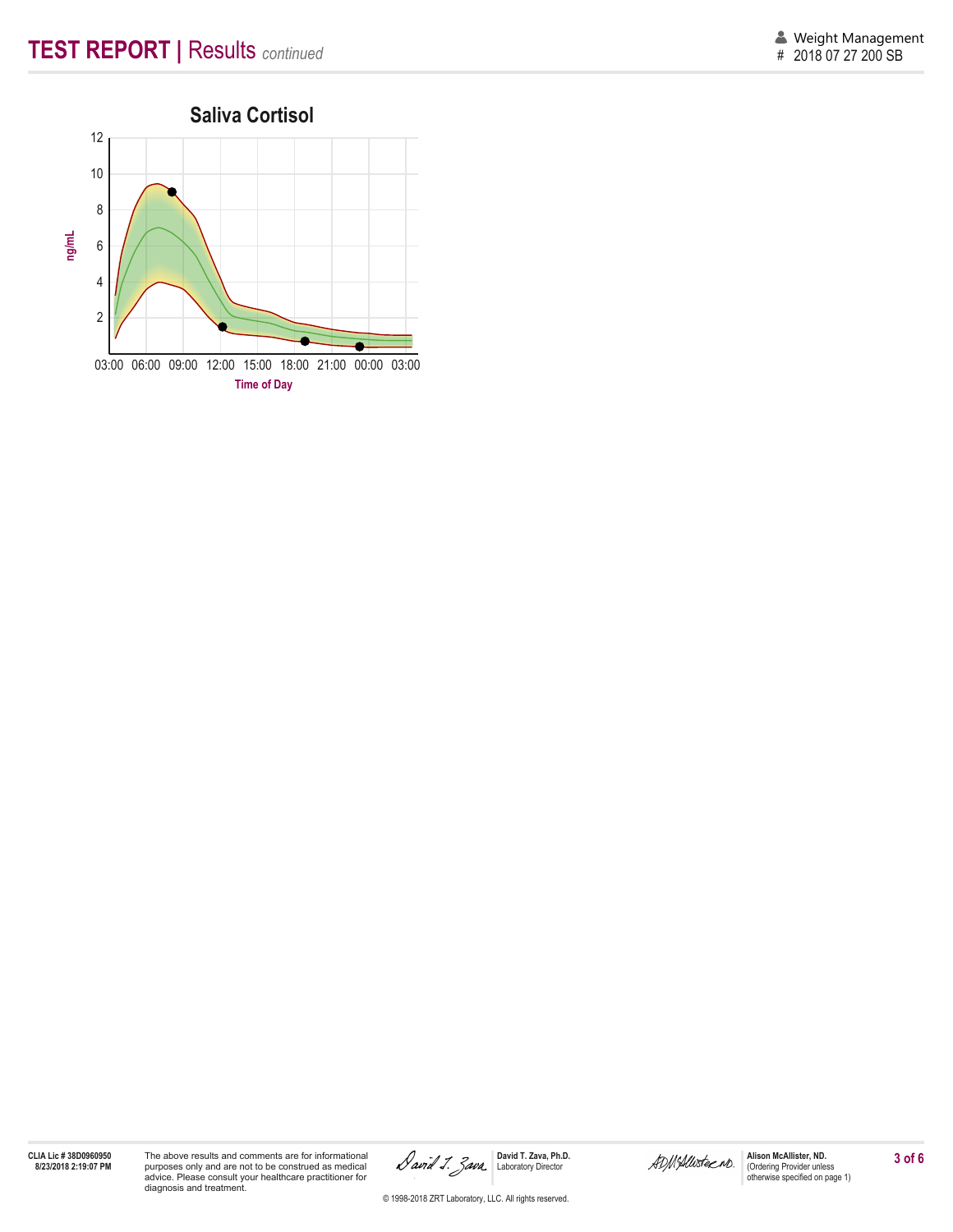# TEST REPORT | Results *continued*

Weight Management
# 2018 07 27 200 SB

## Saliva Cortisol

ng/mL: 12, 10, 8, 6, 4, 2

Time of Day: 03:00 06:00 09:00 12:00 15:00 18:00 21:00 00:00 03:00

CLIA Lic # 38D0960950
8/23/2018 2:19:07 PM

The above results and comments are for informational purposes only and are not to be construed as medical advice. Please consult your healthcare practitioner for diagnosis and treatment.

**David T. Zava, Ph.D.**
Laboratory Director

**Alison McAllister, ND.**
(Ordering Provider unless otherwise specified on page 1)

© 1998-2018 ZRT Laboratory, LLC. All rights reserved.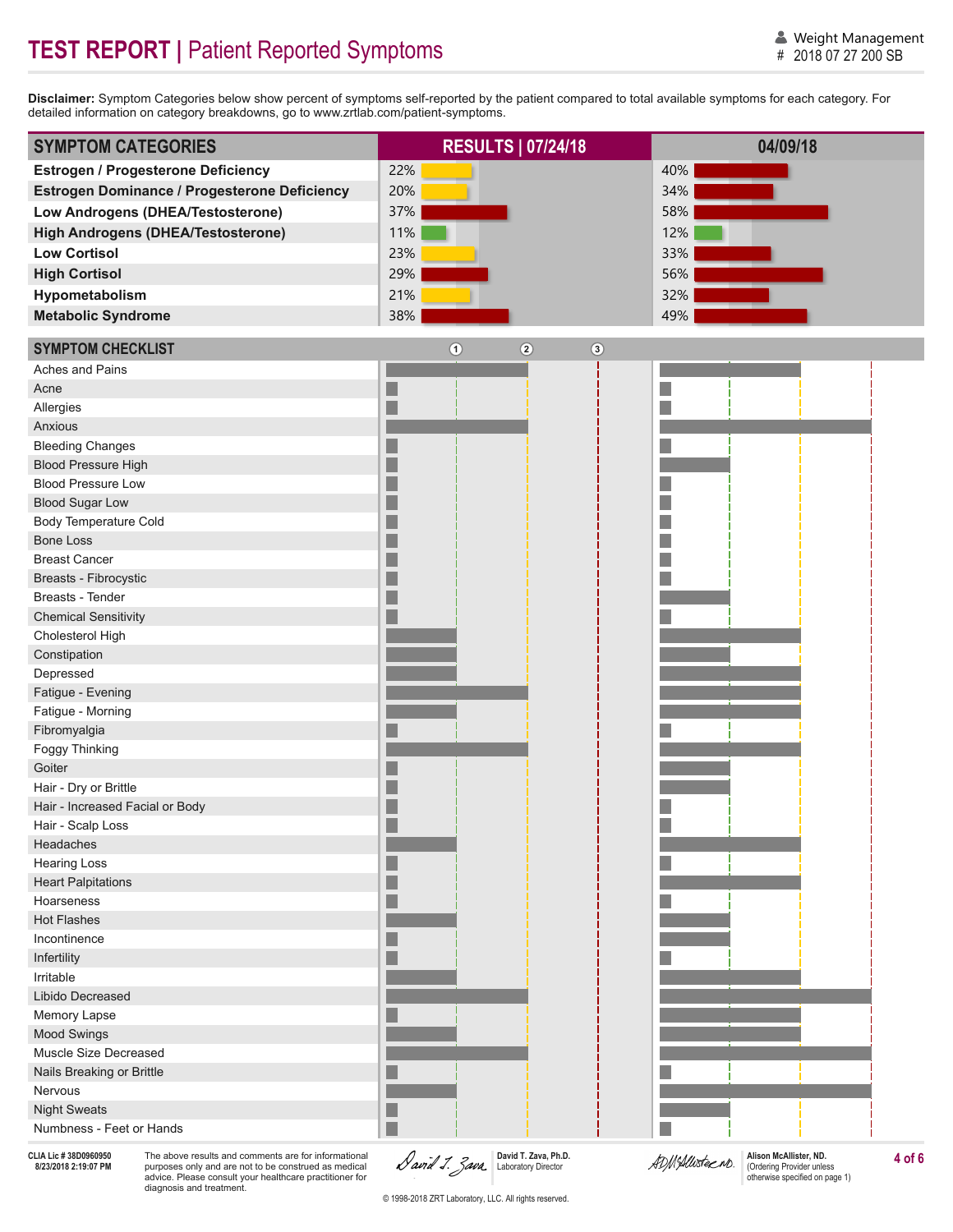# TEST REPORT | Patient Reported Symptoms

Weight Management
# 2018 07 27 200 SB

**Disclaimer:** Symptom Categories below show percent of symptoms self-reported by the patient compared to total available symptoms for each category. For detailed information on category breakdowns, go to www.zrtlab.com/patient-symptoms.

| SYMPTOM CATEGORIES | RESULTS \| 07/24/18 | 04/09/18 |
|---|---|---|
| **Estrogen / Progesterone Deficiency** | 22% | 40% |
| **Estrogen Dominance / Progesterone Deficiency** | 20% | 34% |
| **Low Androgens (DHEA/Testosterone)** | 37% | 58% |
| **High Androgens (DHEA/Testosterone)** | 11% | 12% |
| **Low Cortisol** | 23% | 33% |
| **High Cortisol** | 29% | 56% |
| **Hypometabolism** | 21% | 32% |
| **Metabolic Syndrome** | 38% | 49% |

| SYMPTOM CHECKLIST (severity 0–3) | 07/24/18 | 04/09/18 |
|---|---|---|
| Aches and Pains | 2 | 2 |
| Acne | 0 | 0 |
| Allergies | 0 | 0 |
| Anxious | 2 | 3 |
| Bleeding Changes | 0 | 0 |
| Blood Pressure High | 0 | 1 |
| Blood Pressure Low | 0 | 0 |
| Blood Sugar Low | 0 | 0 |
| Body Temperature Cold | 0 | 0 |
| Bone Loss | 0 | 0 |
| Breast Cancer | 0 | 0 |
| Breasts - Fibrocystic | 0 | 0 |
| Breasts - Tender | 0 | 1 |
| Chemical Sensitivity | 0 | 0 |
| Cholesterol High | 1 | 2 |
| Constipation | 1 | 1 |
| Depressed | 1 | 2 |
| Fatigue - Evening | 2 | 2 |
| Fatigue - Morning | 1 | 2 |
| Fibromyalgia | 0 | 0 |
| Foggy Thinking | 2 | 2 |
| Goiter | 0 | 1 |
| Hair - Dry or Brittle | 0 | 1 |
| Hair - Increased Facial or Body | 0 | 0 |
| Hair - Scalp Loss | 0 | 0 |
| Headaches | 1 | 2 |
| Hearing Loss | 0 | 0 |
| Heart Palpitations | 0 | 2 |
| Hoarseness | 0 | 0 |
| Hot Flashes | 1 | 1 |
| Incontinence | 0 | 1 |
| Infertility | 0 | 0 |
| Irritable | 1 | 2 |
| Libido Decreased | 2 | 3 |
| Memory Lapse | 0 | 2 |
| Mood Swings | 1 | 2 |
| Muscle Size Decreased | 2 | 3 |
| Nails Breaking or Brittle | 0 | 0 |
| Nervous | 1 | 3 |
| Night Sweats | 0 | 1 |
| Numbness - Feet or Hands | 0 | 0 |

CLIA Lic # 38D0960950
8/23/2018 2:19:07 PM

The above results and comments are for informational purposes only and are not to be construed as medical advice. Please consult your healthcare practitioner for diagnosis and treatment.

David T. Zava, Ph.D.
Laboratory Director

Alison McAllister, ND.
(Ordering Provider unless otherwise specified on page 1)

© 1998-2018 ZRT Laboratory, LLC. All rights reserved.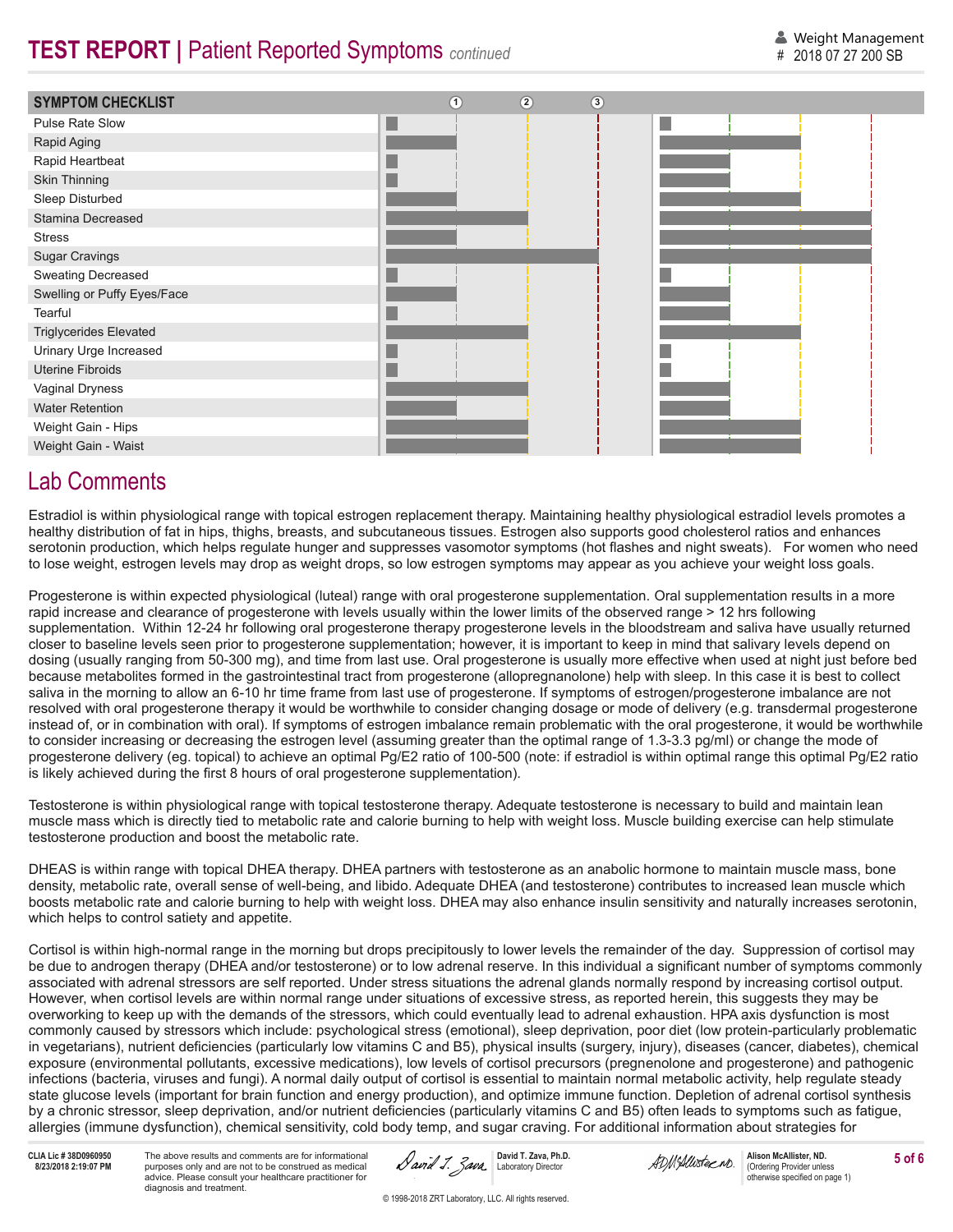## TEST REPORT | Patient Reported Symptoms *continued*

| SYMPTOM CHECKLIST |
|---|
| Pulse Rate Slow |
| Rapid Aging |
| Rapid Heartbeat |
| Skin Thinning |
| Sleep Disturbed |
| Stamina Decreased |
| Stress |
| Sugar Cravings |
| Sweating Decreased |
| Swelling or Puffy Eyes/Face |
| Tearful |
| Triglycerides Elevated |
| Urinary Urge Increased |
| Uterine Fibroids |
| Vaginal Dryness |
| Water Retention |
| Weight Gain - Hips |
| Weight Gain - Waist |

# Lab Comments

Estradiol is within physiological range with topical estrogen replacement therapy. Maintaining healthy physiological estradiol levels promotes a healthy distribution of fat in hips, thighs, breasts, and subcutaneous tissues. Estrogen also supports good cholesterol ratios and enhances serotonin production, which helps regulate hunger and suppresses vasomotor symptoms (hot flashes and night sweats). For women who need to lose weight, estrogen levels may drop as weight drops, so low estrogen symptoms may appear as you achieve your weight loss goals.

Progesterone is within expected physiological (luteal) range with oral progesterone supplementation. Oral supplementation results in a more rapid increase and clearance of progesterone with levels usually within the lower limits of the observed range > 12 hrs following supplementation. Within 12-24 hr following oral progesterone therapy progesterone levels in the bloodstream and saliva have usually returned closer to baseline levels seen prior to progesterone supplementation; however, it is important to keep in mind that salivary levels depend on dosing (usually ranging from 50-300 mg), and time from last use. Oral progesterone is usually more effective when used at night just before bed because metabolites formed in the gastrointestinal tract from progesterone (allopregnanolone) help with sleep. In this case it is best to collect saliva in the morning to allow an 6-10 hr time frame from last use of progesterone. If symptoms of estrogen/progesterone imbalance are not resolved with oral progesterone therapy it would be worthwhile to consider changing dosage or mode of delivery (e.g. transdermal progesterone instead of, or in combination with oral). If symptoms of estrogen imbalance remain problematic with the oral progesterone, it would be worthwhile to consider increasing or decreasing the estrogen level (assuming greater than the optimal range of 1.3-3.3 pg/ml) or change the mode of progesterone delivery (eg. topical) to achieve an optimal Pg/E2 ratio of 100-500 (note: if estradiol is within optimal range this optimal Pg/E2 ratio is likely achieved during the first 8 hours of oral progesterone supplementation).

Testosterone is within physiological range with topical testosterone therapy. Adequate testosterone is necessary to build and maintain lean muscle mass which is directly tied to metabolic rate and calorie burning to help with weight loss. Muscle building exercise can help stimulate testosterone production and boost the metabolic rate.

DHEAS is within range with topical DHEA therapy. DHEA partners with testosterone as an anabolic hormone to maintain muscle mass, bone density, metabolic rate, overall sense of well-being, and libido. Adequate DHEA (and testosterone) contributes to increased lean muscle which boosts metabolic rate and calorie burning to help with weight loss. DHEA may also enhance insulin sensitivity and naturally increases serotonin, which helps to control satiety and appetite.

Cortisol is within high-normal range in the morning but drops precipitously to lower levels the remainder of the day. Suppression of cortisol may be due to androgen therapy (DHEA and/or testosterone) or to low adrenal reserve. In this individual a significant number of symptoms commonly associated with adrenal stressors are self reported. Under stress situations the adrenal glands normally respond by increasing cortisol output. However, when cortisol levels are within normal range under situations of excessive stress, as reported herein, this suggests they may be overworking to keep up with the demands of the stressors, which could eventually lead to adrenal exhaustion. HPA axis dysfunction is most commonly caused by stressors which include: psychological stress (emotional), sleep deprivation, poor diet (low protein-particularly problematic in vegetarians), nutrient deficiencies (particularly low vitamins C and B5), physical insults (surgery, injury), diseases (cancer, diabetes), chemical exposure (environmental pollutants, excessive medications), low levels of cortisol precursors (pregnenolone and progesterone) and pathogenic infections (bacteria, viruses and fungi). A normal daily output of cortisol is essential to maintain normal metabolic activity, help regulate steady state glucose levels (important for brain function and energy production), and optimize immune function. Depletion of adrenal cortisol synthesis by a chronic stressor, sleep deprivation, and/or nutrient deficiencies (particularly vitamins C and B5) often leads to symptoms such as fatigue, allergies (immune dysfunction), chemical sensitivity, cold body temp, and sugar craving. For additional information about strategies for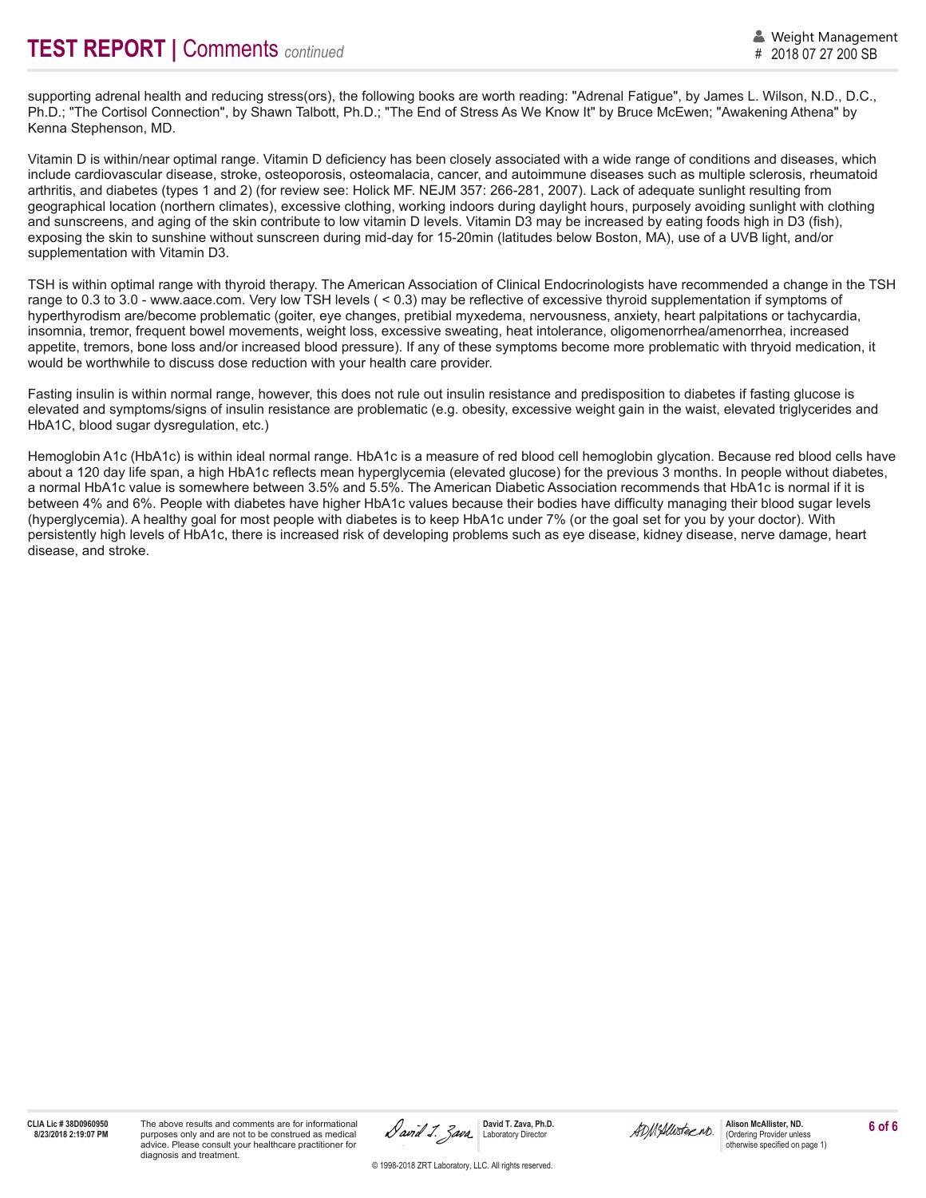supporting adrenal health and reducing stress(ors), the following books are worth reading: "Adrenal Fatigue", by James L. Wilson, N.D., D.C., Ph.D.; "The Cortisol Connection", by Shawn Talbott, Ph.D.; "The End of Stress As We Know It" by Bruce McEwen; "Awakening Athena" by Kenna Stephenson, MD.

Vitamin D is within/near optimal range. Vitamin D deficiency has been closely associated with a wide range of conditions and diseases, which include cardiovascular disease, stroke, osteoporosis, osteomalacia, cancer, and autoimmune diseases such as multiple sclerosis, rheumatoid arthritis, and diabetes (types 1 and 2) (for review see: Holick MF. NEJM 357: 266-281, 2007). Lack of adequate sunlight resulting from geographical location (northern climates), excessive clothing, working indoors during daylight hours, purposely avoiding sunlight with clothing and sunscreens, and aging of the skin contribute to low vitamin D levels. Vitamin D3 may be increased by eating foods high in D3 (fish), exposing the skin to sunshine without sunscreen during mid-day for 15-20min (latitudes below Boston, MA), use of a UVB light, and/or supplementation with Vitamin D3.

TSH is within optimal range with thyroid therapy. The American Association of Clinical Endocrinologists have recommended a change in the TSH range to 0.3 to 3.0 - www.aace.com. Very low TSH levels ( < 0.3) may be reflective of excessive thyroid supplementation if symptoms of hyperthyrodism are/become problematic (goiter, eye changes, pretibial myxedema, nervousness, anxiety, heart palpitations or tachycardia, insomnia, tremor, frequent bowel movements, weight loss, excessive sweating, heat intolerance, oligomenorrhea/amenorrhea, increased appetite, tremors, bone loss and/or increased blood pressure). If any of these symptoms become more problematic with thryoid medication, it would be worthwhile to discuss dose reduction with your health care provider.

Fasting insulin is within normal range, however, this does not rule out insulin resistance and predisposition to diabetes if fasting glucose is elevated and symptoms/signs of insulin resistance are problematic (e.g. obesity, excessive weight gain in the waist, elevated triglycerides and HbA1C, blood sugar dysregulation, etc.)

Hemoglobin A1c (HbA1c) is within ideal normal range. HbA1c is a measure of red blood cell hemoglobin glycation. Because red blood cells have about a 120 day life span, a high HbA1c reflects mean hyperglycemia (elevated glucose) for the previous 3 months. In people without diabetes, a normal HbA1c value is somewhere between 3.5% and 5.5%. The American Diabetic Association recommends that HbA1c is normal if it is between 4% and 6%. People with diabetes have higher HbA1c values because their bodies have difficulty managing their blood sugar levels (hyperglycemia). A healthy goal for most people with diabetes is to keep HbA1c under 7% (or the goal set for you by your doctor). With persistently high levels of HbA1c, there is increased risk of developing problems such as eye disease, kidney disease, nerve damage, heart disease, and stroke.